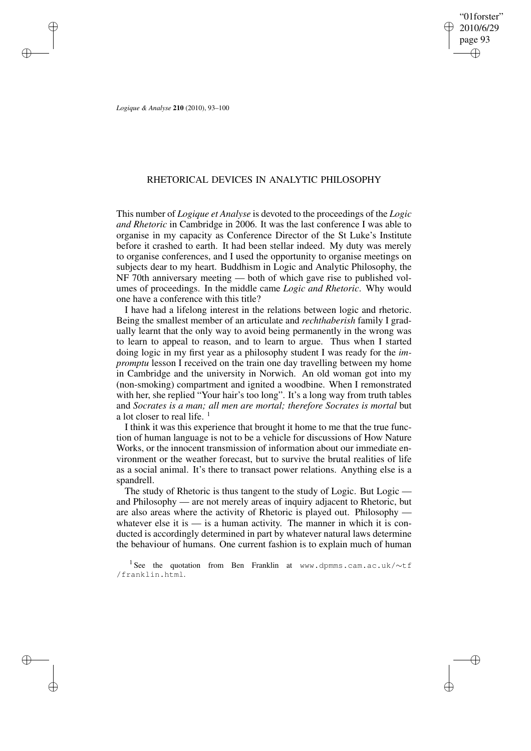# RHETORICAL DEVICES IN ANALYTIC PHILOSOPHY

This number of *Logique et Analyse* is devoted to the proceedings of the *Logic and Rhetoric* in Cambridge in 2006. It was the last conference I was able to organise in my capacity as Conference Director of the St Luke's Institute before it crashed to earth. It had been stellar indeed. My duty was merely to organise conferences, and I used the opportunity to organise meetings on subjects dear to my heart. Buddhism in Logic and Analytic Philosophy, the NF 70th anniversary meeting — both of which gave rise to published volumes of proceedings. In the middle came *Logic and Rhetoric*. Why would one have a conference with this title?

I have had a lifelong interest in the relations between logic and rhetoric. Being the smallest member of an articulate and *rechthaberish* family I gradually learnt that the only way to avoid being permanently in the wrong was to learn to appeal to reason, and to learn to argue. Thus when I started doing logic in my first year as a philosophy student I was ready for the *impromptu* lesson I received on the train one day travelling between my home in Cambridge and the university in Norwich. An old woman got into my (non-smoking) compartment and ignited a woodbine. When I remonstrated with her, she replied "Your hair's too long". It's a long way from truth tables and *Socrates is a man; all men are mortal; therefore Socrates is mortal* but a lot closer to real life. [1]

I think it was this experience that brought it home to me that the true function of human language is not to be a vehicle for discussions of How Nature Works, or the innocent transmission of information about our immediate environment or the weather forecast, but to survive the brutal realities of life as a social animal. It's there to transact power relations. Anything else is a spandrell.

The study of Rhetoric is thus tangent to the study of Logic. But Logic — and Philosophy — are not merely areas of inquiry adjacent to Rhetoric, but are also areas where the activity of Rhetoric is played out. Philosophy — whatever else it is — is a human activity. The manner in which it is conducted is accordingly determined in part by whatever natural laws determine the behaviour of humans. One current fashion is to explain much of human

[1] See the quotation from Ben Franklin at www.dpmms.cam.ac.uk/∼tf/franklin.html.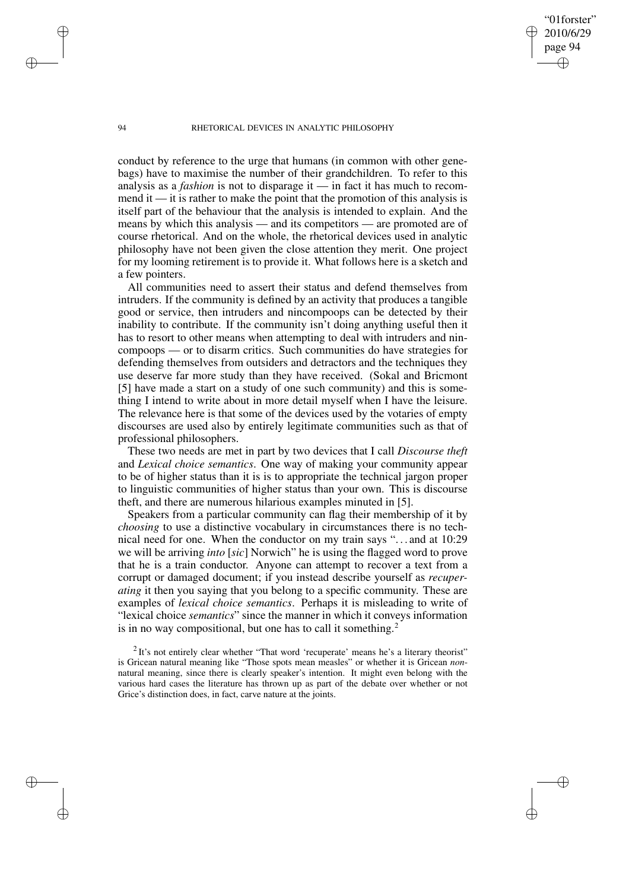conduct by reference to the urge that humans (in common with other gene-bags) have to maximise the number of their grandchildren. To refer to this analysis as a *fashion* is not to disparage it — in fact it has much to recommend it — it is rather to make the point that the promotion of this analysis is itself part of the behaviour that the analysis is intended to explain. And the means by which this analysis — and its competitors — are promoted are of course rhetorical. And on the whole, the rhetorical devices used in analytic philosophy have not been given the close attention they merit. One project for my looming retirement is to provide it. What follows here is a sketch and a few pointers.

All communities need to assert their status and defend themselves from intruders. If the community is defined by an activity that produces a tangible good or service, then intruders and nincompoops can be detected by their inability to contribute. If the community isn't doing anything useful then it has to resort to other means when attempting to deal with intruders and nincompoops — or to disarm critics. Such communities do have strategies for defending themselves from outsiders and detractors and the techniques they use deserve far more study than they have received. (Sokal and Bricmont [5] have made a start on a study of one such community) and this is something I intend to write about in more detail myself when I have the leisure. The relevance here is that some of the devices used by the votaries of empty discourses are used also by entirely legitimate communities such as that of professional philosophers.

These two needs are met in part by two devices that I call *Discourse theft* and *Lexical choice semantics*. One way of making your community appear to be of higher status than it is is to appropriate the technical jargon proper to linguistic communities of higher status than your own. This is discourse theft, and there are numerous hilarious examples minuted in [5].

Speakers from a particular community can flag their membership of it by *choosing* to use a distinctive vocabulary in circumstances there is no technical need for one. When the conductor on my train says "... and at 10:29 we will be arriving *into* [*sic*] Norwich" he is using the flagged word to prove that he is a train conductor. Anyone can attempt to recover a text from a corrupt or damaged document; if you instead describe yourself as *recuperating* it then you saying that you belong to a specific community. These are examples of *lexical choice semantics*. Perhaps it is misleading to write of "lexical choice *semantics*" since the manner in which it conveys information is in no way compositional, but one has to call it something.[2]

[2] It's not entirely clear whether "That word 'recuperate' means he's a literary theorist" is Gricean natural meaning like "Those spots mean measles" or whether it is Gricean *non*-natural meaning, since there is clearly speaker's intention. It might even belong with the various hard cases the literature has thrown up as part of the debate over whether or not Grice's distinction does, in fact, carve nature at the joints.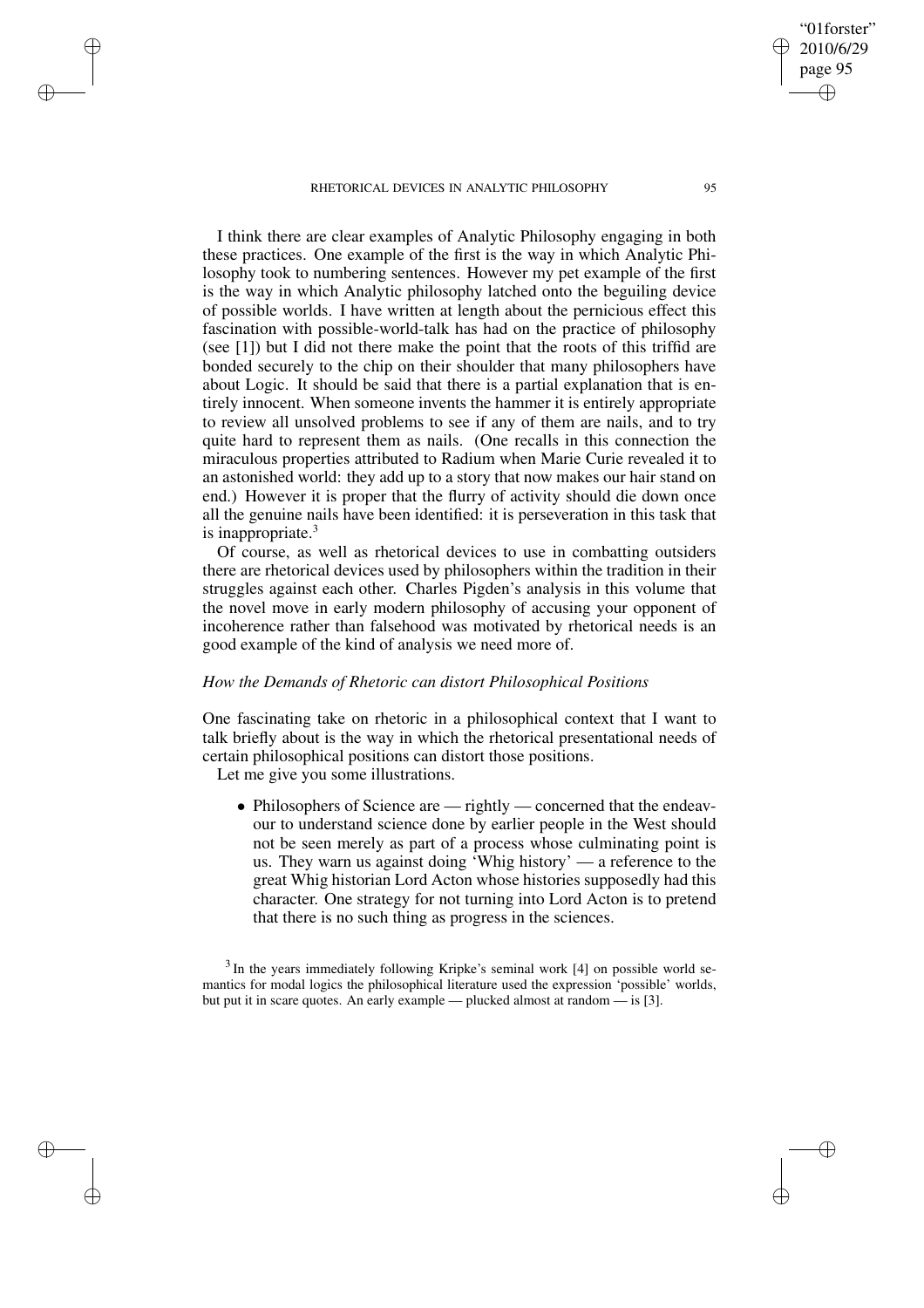I think there are clear examples of Analytic Philosophy engaging in both these practices. One example of the first is the way in which Analytic Philosophy took to numbering sentences. However my pet example of the first is the way in which Analytic philosophy latched onto the beguiling device of possible worlds. I have written at length about the pernicious effect this fascination with possible-world-talk has had on the practice of philosophy (see [1]) but I did not there make the point that the roots of this triffid are bonded securely to the chip on their shoulder that many philosophers have about Logic. It should be said that there is a partial explanation that is entirely innocent. When someone invents the hammer it is entirely appropriate to review all unsolved problems to see if any of them are nails, and to try quite hard to represent them as nails. (One recalls in this connection the miraculous properties attributed to Radium when Marie Curie revealed it to an astonished world: they add up to a story that now makes our hair stand on end.) However it is proper that the flurry of activity should die down once all the genuine nails have been identified: it is perseveration in this task that is inappropriate.[3]

Of course, as well as rhetorical devices to use in combatting outsiders there are rhetorical devices used by philosophers within the tradition in their struggles against each other. Charles Pigden's analysis in this volume that the novel move in early modern philosophy of accusing your opponent of incoherence rather than falsehood was motivated by rhetorical needs is an good example of the kind of analysis we need more of.

### *How the Demands of Rhetoric can distort Philosophical Positions*

One fascinating take on rhetoric in a philosophical context that I want to talk briefly about is the way in which the rhetorical presentational needs of certain philosophical positions can distort those positions.

Let me give you some illustrations.

- Philosophers of Science are — rightly — concerned that the endeavour to understand science done by earlier people in the West should not be seen merely as part of a process whose culminating point is us. They warn us against doing 'Whig history' — a reference to the great Whig historian Lord Acton whose histories supposedly had this character. One strategy for not turning into Lord Acton is to pretend that there is no such thing as progress in the sciences.

[3] In the years immediately following Kripke's seminal work [4] on possible world semantics for modal logics the philosophical literature used the expression 'possible' worlds, but put it in scare quotes. An early example — plucked almost at random — is [3].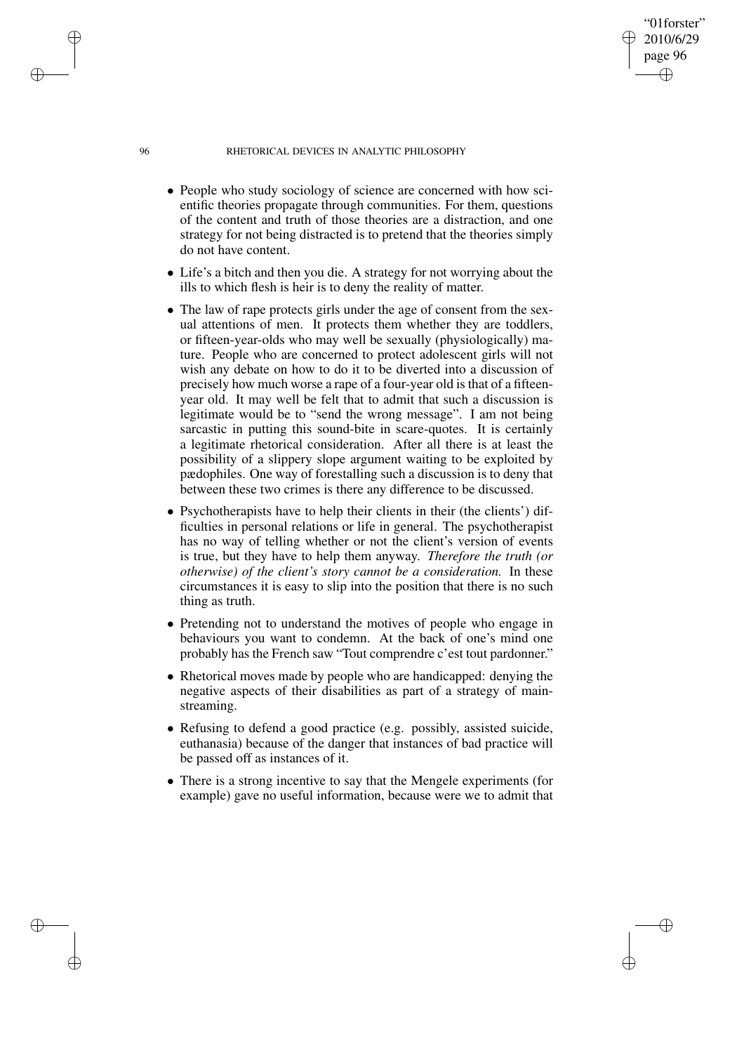- People who study sociology of science are concerned with how scientific theories propagate through communities. For them, questions of the content and truth of those theories are a distraction, and one strategy for not being distracted is to pretend that the theories simply do not have content.
- Life's a bitch and then you die. A strategy for not worrying about the ills to which flesh is heir is to deny the reality of matter.
- The law of rape protects girls under the age of consent from the sexual attentions of men. It protects them whether they are toddlers, or fifteen-year-olds who may well be sexually (physiologically) mature. People who are concerned to protect adolescent girls will not wish any debate on how to do it to be diverted into a discussion of precisely how much worse a rape of a four-year old is that of a fifteen-year old. It may well be felt that to admit that such a discussion is legitimate would be to "send the wrong message". I am not being sarcastic in putting this sound-bite in scare-quotes. It is certainly a legitimate rhetorical consideration. After all there is at least the possibility of a slippery slope argument waiting to be exploited by pædophiles. One way of forestalling such a discussion is to deny that between these two crimes is there any difference to be discussed.
- Psychotherapists have to help their clients in their (the clients') difficulties in personal relations or life in general. The psychotherapist has no way of telling whether or not the client's version of events is true, but they have to help them anyway. *Therefore the truth (or otherwise) of the client's story cannot be a consideration.* In these circumstances it is easy to slip into the position that there is no such thing as truth.
- Pretending not to understand the motives of people who engage in behaviours you want to condemn. At the back of one's mind one probably has the French saw "Tout comprendre c'est tout pardonner."
- Rhetorical moves made by people who are handicapped: denying the negative aspects of their disabilities as part of a strategy of mainstreaming.
- Refusing to defend a good practice (e.g. possibly, assisted suicide, euthanasia) because of the danger that instances of bad practice will be passed off as instances of it.
- There is a strong incentive to say that the Mengele experiments (for example) gave no useful information, because were we to admit that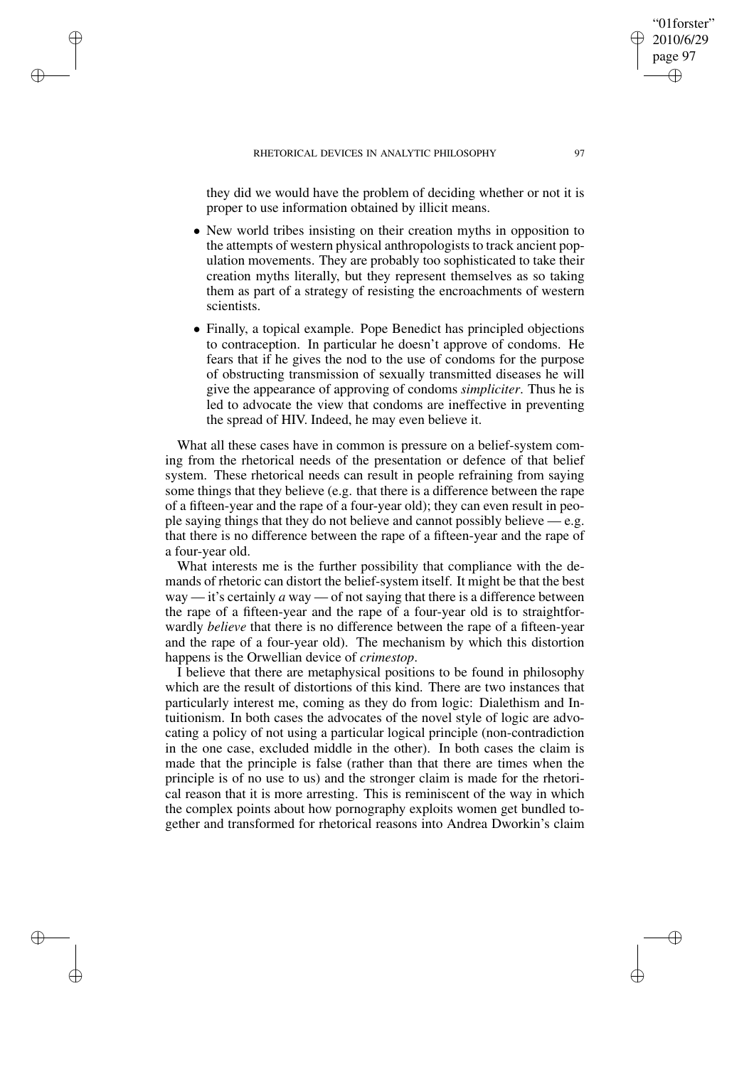they did we would have the problem of deciding whether or not it is proper to use information obtained by illicit means.

- New world tribes insisting on their creation myths in opposition to the attempts of western physical anthropologists to track ancient population movements. They are probably too sophisticated to take their creation myths literally, but they represent themselves as so taking them as part of a strategy of resisting the encroachments of western scientists.
- Finally, a topical example. Pope Benedict has principled objections to contraception. In particular he doesn't approve of condoms. He fears that if he gives the nod to the use of condoms for the purpose of obstructing transmission of sexually transmitted diseases he will give the appearance of approving of condoms *simpliciter*. Thus he is led to advocate the view that condoms are ineffective in preventing the spread of HIV. Indeed, he may even believe it.

What all these cases have in common is pressure on a belief-system coming from the rhetorical needs of the presentation or defence of that belief system. These rhetorical needs can result in people refraining from saying some things that they believe (e.g. that there is a difference between the rape of a fifteen-year and the rape of a four-year old); they can even result in people saying things that they do not believe and cannot possibly believe — e.g. that there is no difference between the rape of a fifteen-year and the rape of a four-year old.

What interests me is the further possibility that compliance with the demands of rhetoric can distort the belief-system itself. It might be that the best way — it's certainly *a* way — of not saying that there is a difference between the rape of a fifteen-year and the rape of a four-year old is to straightforwardly *believe* that there is no difference between the rape of a fifteen-year and the rape of a four-year old). The mechanism by which this distortion happens is the Orwellian device of *crimestop*.

I believe that there are metaphysical positions to be found in philosophy which are the result of distortions of this kind. There are two instances that particularly interest me, coming as they do from logic: Dialethism and Intuitionism. In both cases the advocates of the novel style of logic are advocating a policy of not using a particular logical principle (non-contradiction in the one case, excluded middle in the other). In both cases the claim is made that the principle is false (rather than that there are times when the principle is of no use to us) and the stronger claim is made for the rhetorical reason that it is more arresting. This is reminiscent of the way in which the complex points about how pornography exploits women get bundled together and transformed for rhetorical reasons into Andrea Dworkin's claim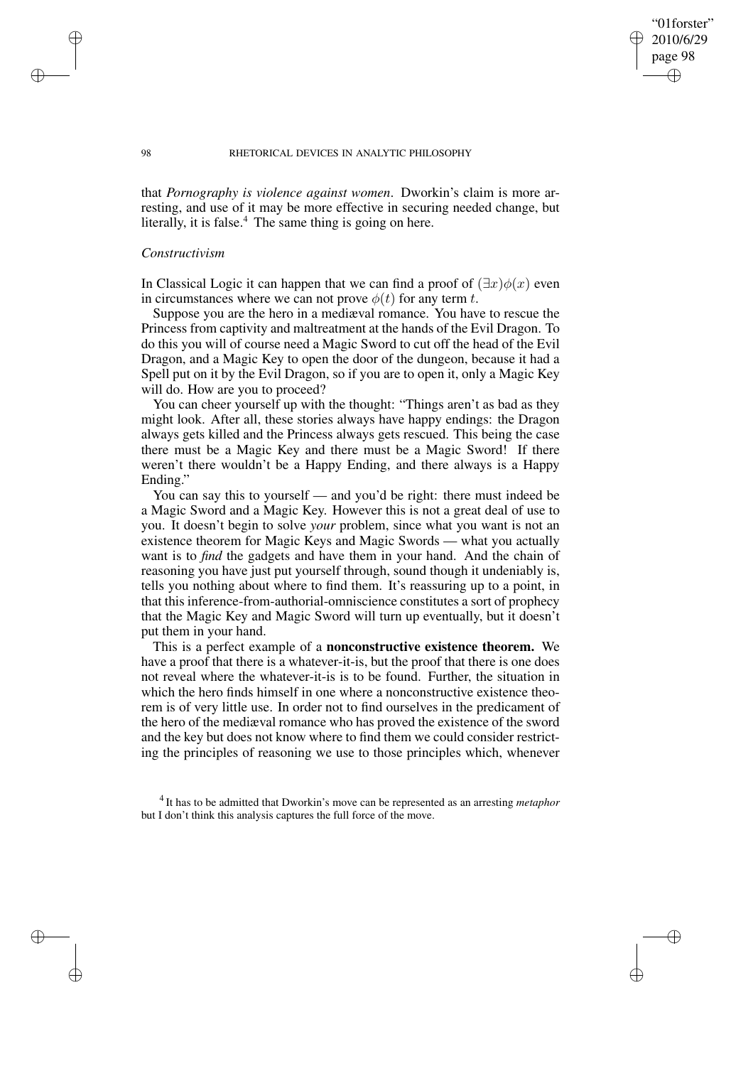that *Pornography is violence against women*. Dworkin's claim is more arresting, and use of it may be more effective in securing needed change, but literally, it is false.[4] The same thing is going on here.

### *Constructivism*

In Classical Logic it can happen that we can find a proof of $(\exists x)\phi(x)$ even in circumstances where we can not prove $\phi(t)$ for any term $t$.

Suppose you are the hero in a mediæval romance. You have to rescue the Princess from captivity and maltreatment at the hands of the Evil Dragon. To do this you will of course need a Magic Sword to cut off the head of the Evil Dragon, and a Magic Key to open the door of the dungeon, because it had a Spell put on it by the Evil Dragon, so if you are to open it, only a Magic Key will do. How are you to proceed?

You can cheer yourself up with the thought: "Things aren't as bad as they might look. After all, these stories always have happy endings: the Dragon always gets killed and the Princess always gets rescued. This being the case there must be a Magic Key and there must be a Magic Sword! If there weren't there wouldn't be a Happy Ending, and there always is a Happy Ending."

You can say this to yourself — and you'd be right: there must indeed be a Magic Sword and a Magic Key. However this is not a great deal of use to you. It doesn't begin to solve *your* problem, since what you want is not an existence theorem for Magic Keys and Magic Swords — what you actually want is to *find* the gadgets and have them in your hand. And the chain of reasoning you have just put yourself through, sound though it undeniably is, tells you nothing about where to find them. It's reassuring up to a point, in that this inference-from-authorial-omniscience constitutes a sort of prophecy that the Magic Key and Magic Sword will turn up eventually, but it doesn't put them in your hand.

This is a perfect example of a **nonconstructive existence theorem.** We have a proof that there is a whatever-it-is, but the proof that there is one does not reveal where the whatever-it-is is to be found. Further, the situation in which the hero finds himself in one where a nonconstructive existence theorem is of very little use. In order not to find ourselves in the predicament of the hero of the mediæval romance who has proved the existence of the sword and the key but does not know where to find them we could consider restricting the principles of reasoning we use to those principles which, whenever

[4] It has to be admitted that Dworkin's move can be represented as an arresting *metaphor* but I don't think this analysis captures the full force of the move.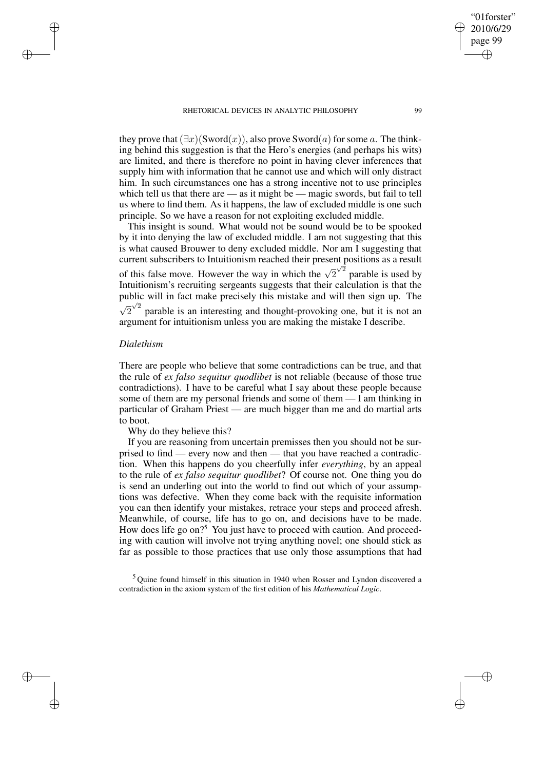they prove that $(\exists x)(\text{Sword}(x))$, also prove $\text{Sword}(a)$ for some $a$. The thinking behind this suggestion is that the Hero's energies (and perhaps his wits) are limited, and there is therefore no point in having clever inferences that supply him with information that he cannot use and which will only distract him. In such circumstances one has a strong incentive not to use principles which tell us that there are — as it might be — magic swords, but fail to tell us where to find them. As it happens, the law of excluded middle is one such principle. So we have a reason for not exploiting excluded middle.

This insight is sound. What would not be sound would be to be spooked by it into denying the law of excluded middle. I am not suggesting that this is what caused Brouwer to deny excluded middle. Nor am I suggesting that current subscribers to Intuitionism reached their present positions as a result of this false move. However the way in which the $\sqrt{2}^{\sqrt{2}}$ parable is used by Intuitionism's recruiting sergeants suggests that their calculation is that the public will in fact make precisely this mistake and will then sign up. The $\sqrt{2}^{\sqrt{2}}$ parable is an interesting and thought-provoking one, but it is not an argument for intuitionism unless you are making the mistake I describe.

### *Dialethism*

There are people who believe that some contradictions can be true, and that the rule of *ex falso sequitur quodlibet* is not reliable (because of those true contradictions). I have to be careful what I say about these people because some of them are my personal friends and some of them — I am thinking in particular of Graham Priest — are much bigger than me and do martial arts to boot.

Why do they believe this?

If you are reasoning from uncertain premisses then you should not be surprised to find — every now and then — that you have reached a contradiction. When this happens do you cheerfully infer *everything*, by an appeal to the rule of *ex falso sequitur quodlibet*? Of course not. One thing you do is send an underling out into the world to find out which of your assumptions was defective. When they come back with the requisite information you can then identify your mistakes, retrace your steps and proceed afresh. Meanwhile, of course, life has to go on, and decisions have to be made. How does life go on?[5] You just have to proceed with caution. And proceeding with caution will involve not trying anything novel; one should stick as far as possible to those practices that use only those assumptions that had

[5] Quine found himself in this situation in 1940 when Rosser and Lyndon discovered a contradiction in the axiom system of the first edition of his *Mathematical Logic*.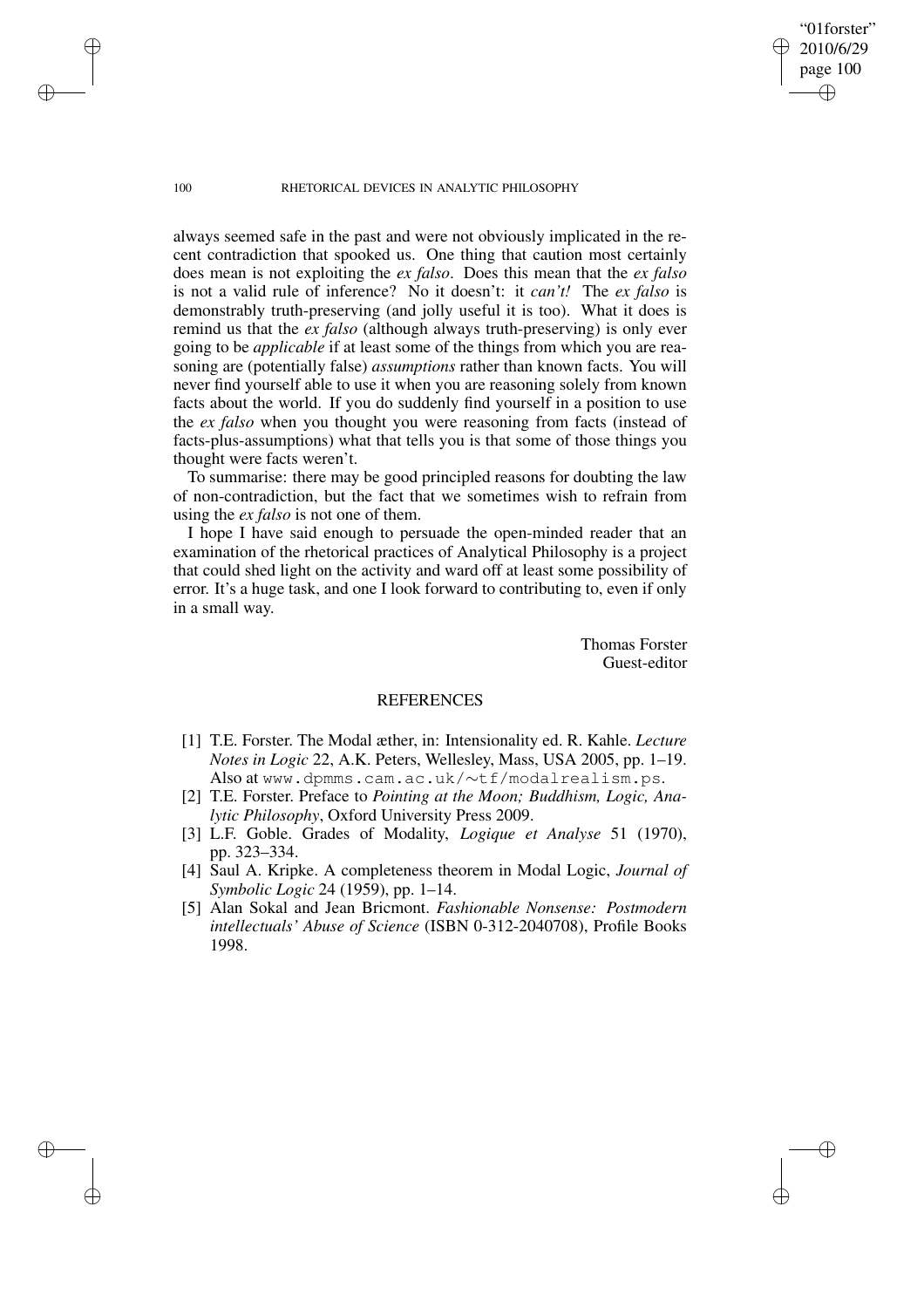always seemed safe in the past and were not obviously implicated in the recent contradiction that spooked us. One thing that caution most certainly does mean is not exploiting the *ex falso*. Does this mean that the *ex falso* is not a valid rule of inference? No it doesn't: it *can't!* The *ex falso* is demonstrably truth-preserving (and jolly useful it is too). What it does is remind us that the *ex falso* (although always truth-preserving) is only ever going to be *applicable* if at least some of the things from which you are reasoning are (potentially false) *assumptions* rather than known facts. You will never find yourself able to use it when you are reasoning solely from known facts about the world. If you do suddenly find yourself in a position to use the *ex falso* when you thought you were reasoning from facts (instead of facts-plus-assumptions) what that tells you is that some of those things you thought were facts weren't.

To summarise: there may be good principled reasons for doubting the law of non-contradiction, but the fact that we sometimes wish to refrain from using the *ex falso* is not one of them.

I hope I have said enough to persuade the open-minded reader that an examination of the rhetorical practices of Analytical Philosophy is a project that could shed light on the activity and ward off at least some possibility of error. It's a huge task, and one I look forward to contributing to, even if only in a small way.

Thomas Forster
Guest-editor

## REFERENCES

[1] T.E. Forster. The Modal æther, in: Intensionality ed. R. Kahle. *Lecture Notes in Logic* 22, A.K. Peters, Wellesley, Mass, USA 2005, pp. 1–19. Also at `www.dpmms.cam.ac.uk/∼tf/modalrealism.ps`.

[2] T.E. Forster. Preface to *Pointing at the Moon; Buddhism, Logic, Analytic Philosophy*, Oxford University Press 2009.

[3] L.F. Goble. Grades of Modality, *Logique et Analyse* 51 (1970), pp. 323–334.

[4] Saul A. Kripke. A completeness theorem in Modal Logic, *Journal of Symbolic Logic* 24 (1959), pp. 1–14.

[5] Alan Sokal and Jean Bricmont. *Fashionable Nonsense: Postmodern intellectuals' Abuse of Science* (ISBN 0-312-2040708), Profile Books 1998.